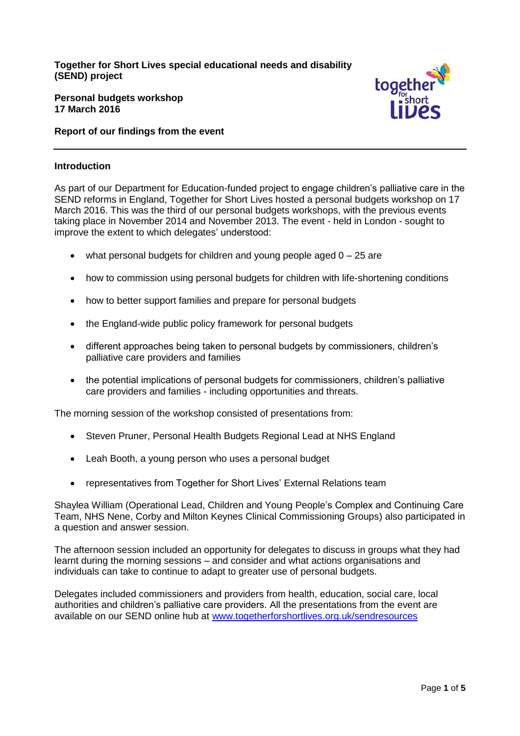**Together for Short Lives special educational needs and disability (SEND) project**

**Personal budgets workshop**
**17 March 2016**

**Report of our findings from the event**

---

## Introduction

As part of our Department for Education-funded project to engage children's palliative care in the SEND reforms in England, Together for Short Lives hosted a personal budgets workshop on 17 March 2016. This was the third of our personal budgets workshops, with the previous events taking place in November 2014 and November 2013. The event - held in London - sought to improve the extent to which delegates' understood:

- what personal budgets for children and young people aged 0 – 25 are
- how to commission using personal budgets for children with life-shortening conditions
- how to better support families and prepare for personal budgets
- the England-wide public policy framework for personal budgets
- different approaches being taken to personal budgets by commissioners, children's palliative care providers and families
- the potential implications of personal budgets for commissioners, children's palliative care providers and families - including opportunities and threats.

The morning session of the workshop consisted of presentations from:

- Steven Pruner, Personal Health Budgets Regional Lead at NHS England
- Leah Booth, a young person who uses a personal budget
- representatives from Together for Short Lives' External Relations team

Shaylea William (Operational Lead, Children and Young People's Complex and Continuing Care Team, NHS Nene, Corby and Milton Keynes Clinical Commissioning Groups) also participated in a question and answer session.

The afternoon session included an opportunity for delegates to discuss in groups what they had learnt during the morning sessions – and consider and what actions organisations and individuals can take to continue to adapt to greater use of personal budgets.

Delegates included commissioners and providers from health, education, social care, local authorities and children's palliative care providers. All the presentations from the event are available on our SEND online hub at [www.togetherforshortlives.org.uk/sendresources](http://www.togetherforshortlives.org.uk/sendresources)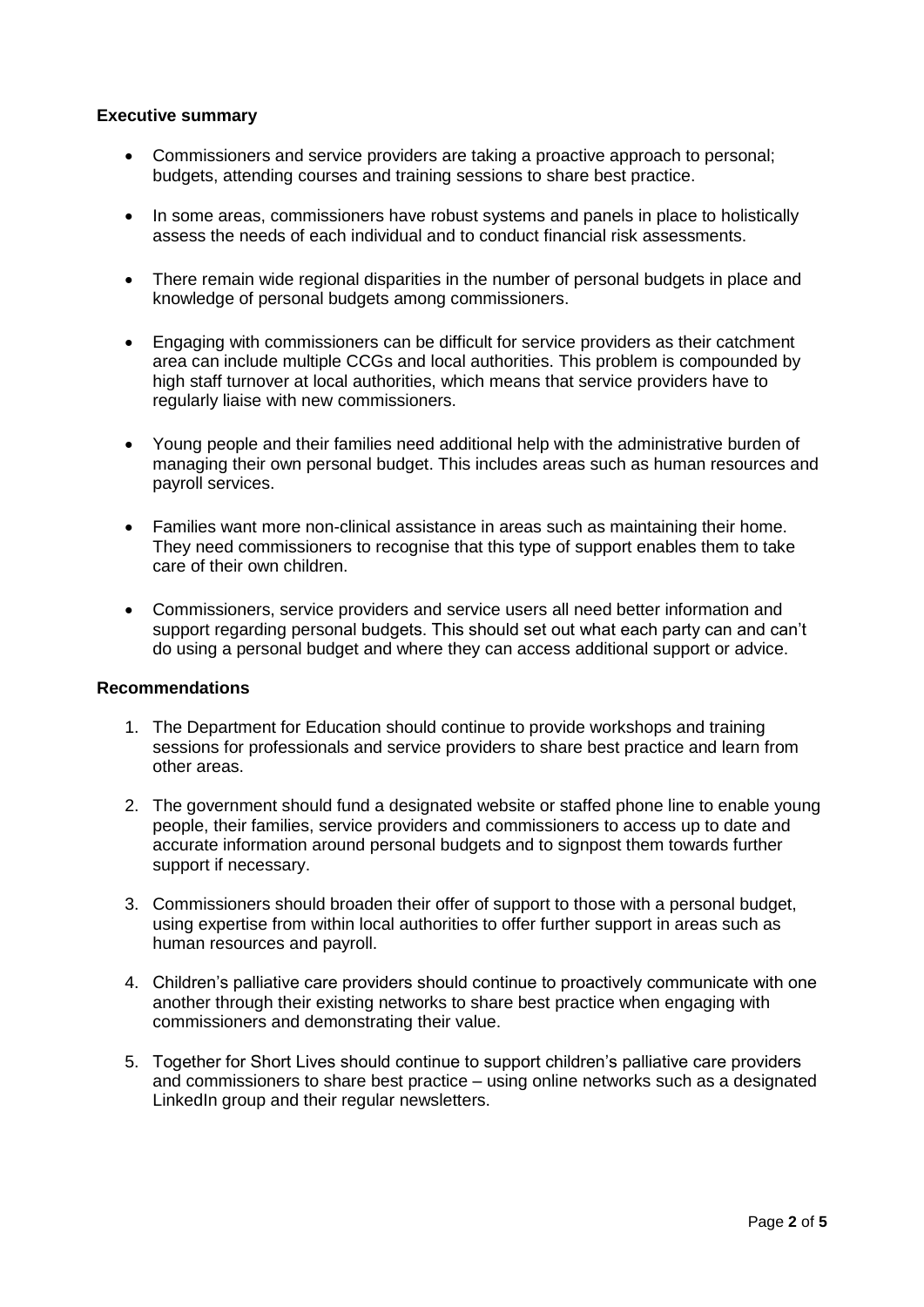**Executive summary**

- Commissioners and service providers are taking a proactive approach to personal; budgets, attending courses and training sessions to share best practice.
- In some areas, commissioners have robust systems and panels in place to holistically assess the needs of each individual and to conduct financial risk assessments.
- There remain wide regional disparities in the number of personal budgets in place and knowledge of personal budgets among commissioners.
- Engaging with commissioners can be difficult for service providers as their catchment area can include multiple CCGs and local authorities. This problem is compounded by high staff turnover at local authorities, which means that service providers have to regularly liaise with new commissioners.
- Young people and their families need additional help with the administrative burden of managing their own personal budget. This includes areas such as human resources and payroll services.
- Families want more non-clinical assistance in areas such as maintaining their home. They need commissioners to recognise that this type of support enables them to take care of their own children.
- Commissioners, service providers and service users all need better information and support regarding personal budgets. This should set out what each party can and can't do using a personal budget and where they can access additional support or advice.

**Recommendations**

1. The Department for Education should continue to provide workshops and training sessions for professionals and service providers to share best practice and learn from other areas.
2. The government should fund a designated website or staffed phone line to enable young people, their families, service providers and commissioners to access up to date and accurate information around personal budgets and to signpost them towards further support if necessary.
3. Commissioners should broaden their offer of support to those with a personal budget, using expertise from within local authorities to offer further support in areas such as human resources and payroll.
4. Children's palliative care providers should continue to proactively communicate with one another through their existing networks to share best practice when engaging with commissioners and demonstrating their value.
5. Together for Short Lives should continue to support children's palliative care providers and commissioners to share best practice – using online networks such as a designated LinkedIn group and their regular newsletters.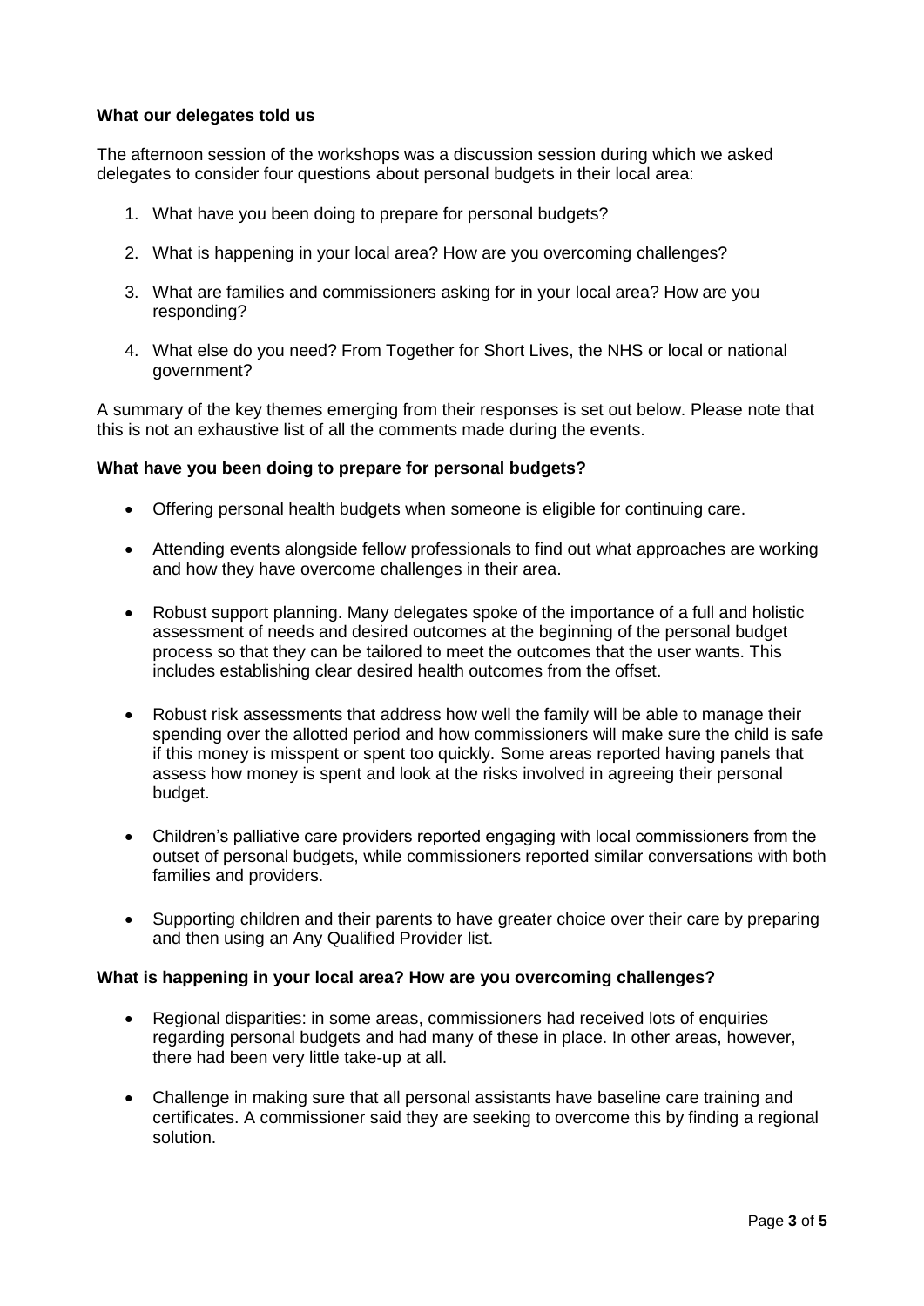**What our delegates told us**

The afternoon session of the workshops was a discussion session during which we asked delegates to consider four questions about personal budgets in their local area:

1. What have you been doing to prepare for personal budgets?
2. What is happening in your local area? How are you overcoming challenges?
3. What are families and commissioners asking for in your local area? How are you responding?
4. What else do you need? From Together for Short Lives, the NHS or local or national government?

A summary of the key themes emerging from their responses is set out below. Please note that this is not an exhaustive list of all the comments made during the events.

**What have you been doing to prepare for personal budgets?**

- Offering personal health budgets when someone is eligible for continuing care.
- Attending events alongside fellow professionals to find out what approaches are working and how they have overcome challenges in their area.
- Robust support planning. Many delegates spoke of the importance of a full and holistic assessment of needs and desired outcomes at the beginning of the personal budget process so that they can be tailored to meet the outcomes that the user wants. This includes establishing clear desired health outcomes from the offset.
- Robust risk assessments that address how well the family will be able to manage their spending over the allotted period and how commissioners will make sure the child is safe if this money is misspent or spent too quickly. Some areas reported having panels that assess how money is spent and look at the risks involved in agreeing their personal budget.
- Children's palliative care providers reported engaging with local commissioners from the outset of personal budgets, while commissioners reported similar conversations with both families and providers.
- Supporting children and their parents to have greater choice over their care by preparing and then using an Any Qualified Provider list.

**What is happening in your local area? How are you overcoming challenges?**

- Regional disparities: in some areas, commissioners had received lots of enquiries regarding personal budgets and had many of these in place. In other areas, however, there had been very little take-up at all.
- Challenge in making sure that all personal assistants have baseline care training and certificates. A commissioner said they are seeking to overcome this by finding a regional solution.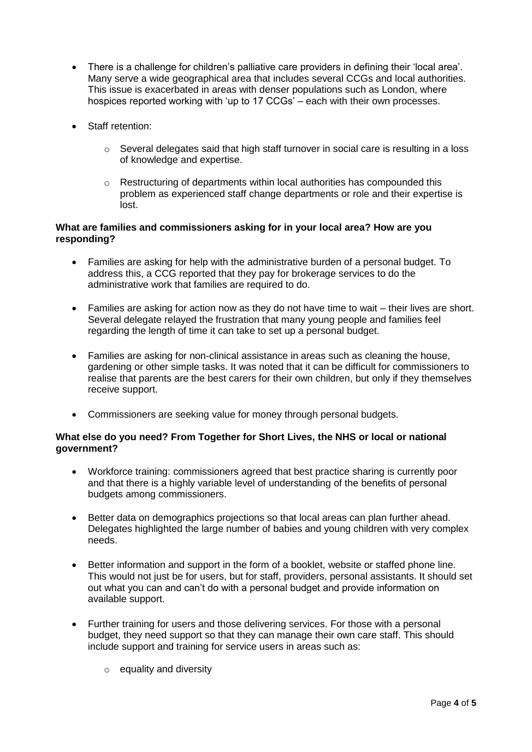- There is a challenge for children's palliative care providers in defining their 'local area'. Many serve a wide geographical area that includes several CCGs and local authorities. This issue is exacerbated in areas with denser populations such as London, where hospices reported working with 'up to 17 CCGs' – each with their own processes.

- Staff retention:

  - Several delegates said that high staff turnover in social care is resulting in a loss of knowledge and expertise.

  - Restructuring of departments within local authorities has compounded this problem as experienced staff change departments or role and their expertise is lost.

**What are families and commissioners asking for in your local area? How are you responding?**

- Families are asking for help with the administrative burden of a personal budget. To address this, a CCG reported that they pay for brokerage services to do the administrative work that families are required to do.

- Families are asking for action now as they do not have time to wait – their lives are short. Several delegate relayed the frustration that many young people and families feel regarding the length of time it can take to set up a personal budget.

- Families are asking for non-clinical assistance in areas such as cleaning the house, gardening or other simple tasks. It was noted that it can be difficult for commissioners to realise that parents are the best carers for their own children, but only if they themselves receive support.

- Commissioners are seeking value for money through personal budgets.

**What else do you need? From Together for Short Lives, the NHS or local or national government?**

- Workforce training: commissioners agreed that best practice sharing is currently poor and that there is a highly variable level of understanding of the benefits of personal budgets among commissioners.

- Better data on demographics projections so that local areas can plan further ahead. Delegates highlighted the large number of babies and young children with very complex needs.

- Better information and support in the form of a booklet, website or staffed phone line. This would not just be for users, but for staff, providers, personal assistants. It should set out what you can and can't do with a personal budget and provide information on available support.

- Further training for users and those delivering services. For those with a personal budget, they need support so that they can manage their own care staff. This should include support and training for service users in areas such as:

  - equality and diversity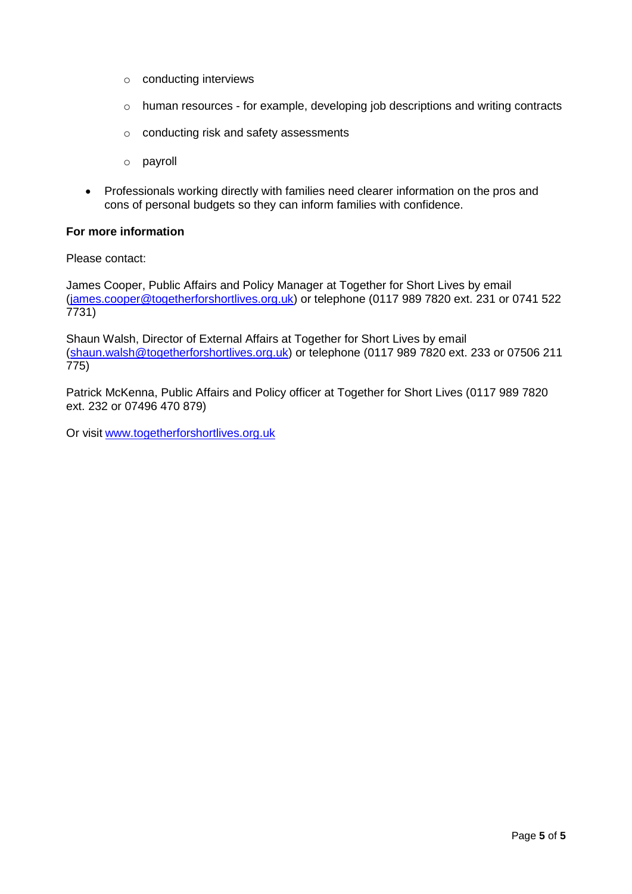- conducting interviews
  - human resources - for example, developing job descriptions and writing contracts
  - conducting risk and safety assessments
  - payroll

- Professionals working directly with families need clearer information on the pros and cons of personal budgets so they can inform families with confidence.

**For more information**

Please contact:

James Cooper, Public Affairs and Policy Manager at Together for Short Lives by email (james.cooper@togetherforshortlives.org.uk) or telephone (0117 989 7820 ext. 231 or 0741 522 7731)

Shaun Walsh, Director of External Affairs at Together for Short Lives by email (shaun.walsh@togetherforshortlives.org.uk) or telephone (0117 989 7820 ext. 233 or 07506 211 775)

Patrick McKenna, Public Affairs and Policy officer at Together for Short Lives (0117 989 7820 ext. 232 or 07496 470 879)

Or visit www.togetherforshortlives.org.uk